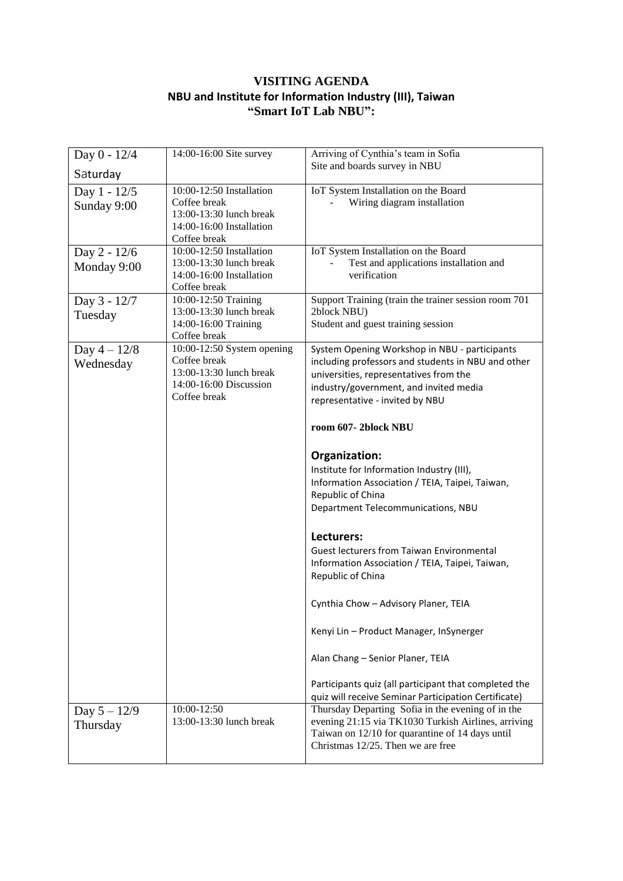# VISITING AGENDA

## NBU and Institute for Information Industry (III), Taiwan

## "Smart IoT Lab NBU":

| | | |
|---|---|---|
| Day 0 - 12/4 Saturday | 14:00-16:00 Site survey | Arriving of Cynthia's team in Sofia<br>Site and boards survey in NBU |
| Day 1 - 12/5 Sunday 9:00 | 10:00-12:50 Installation<br>Coffee break<br>13:00-13:30 lunch break<br>14:00-16:00 Installation<br>Coffee break | IoT System Installation on the Board<br>- Wiring diagram installation |
| Day 2 - 12/6 Monday 9:00 | 10:00-12:50 Installation<br>13:00-13:30 lunch break<br>14:00-16:00 Installation<br>Coffee break | IoT System Installation on the Board<br>- Test and applications installation and verification |
| Day 3 - 12/7 Tuesday | 10:00-12:50 Training<br>13:00-13:30 lunch break<br>14:00-16:00 Training<br>Coffee break | Support Training (train the trainer session room 701 2block NBU)<br>Student and guest training session |
| Day 4 – 12/8 Wednesday | 10:00-12:50 System opening<br>Coffee break<br>13:00-13:30 lunch break<br>14:00-16:00 Discussion<br>Coffee break | System Opening Workshop in NBU - participants including professors and students in NBU and other universities, representatives from the industry/government, and invited media representative - invited by NBU<br><br>**room 607- 2block NBU**<br><br>**Organization:**<br>Institute for Information Industry (III), Information Association / TEIA, Taipei, Taiwan, Republic of China<br>Department Telecommunications, NBU<br><br>**Lecturers:**<br>Guest lecturers from Taiwan Environmental Information Association / TEIA, Taipei, Taiwan, Republic of China<br><br>Cynthia Chow – Advisory Planer, TEIA<br><br>Kenyi Lin – Product Manager, InSynerger<br><br>Alan Chang – Senior Planer, TEIA<br><br>Participants quiz (all participant that completed the quiz will receive Seminar Participation Certificate) |
| Day 5 – 12/9 Thursday | 10:00-12:50<br>13:00-13:30 lunch break | Thursday Departing Sofia in the evening of in the evening 21:15 via TK1030 Turkish Airlines, arriving Taiwan on 12/10 for quarantine of 14 days until Christmas 12/25. Then we are free |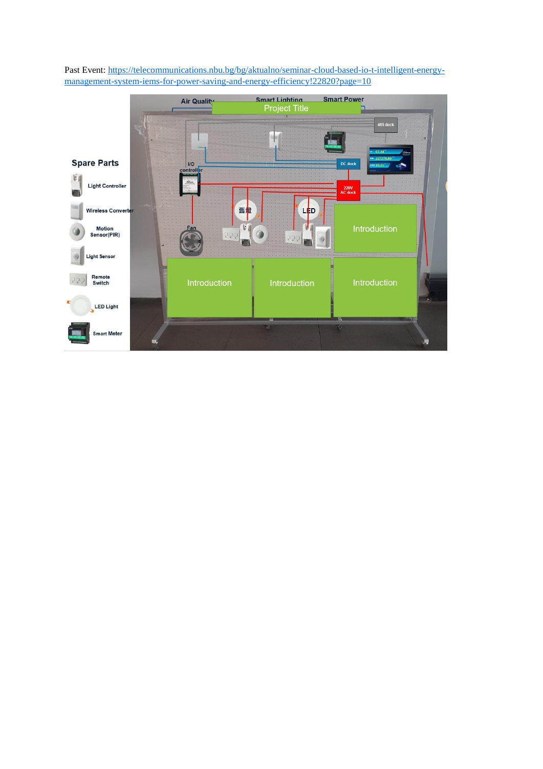Past Event: [https://telecommunications.nbu.bg/bg/aktualno/seminar-cloud-based-io-t-intelligent-energy-management-system-iems-for-power-saving-and-energy-efficiency!22820?page=10](https://telecommunications.nbu.bg/bg/aktualno/seminar-cloud-based-io-t-intelligent-energy-management-system-iems-for-power-saving-and-energy-efficiency!22820?page=10)

Spare Parts

Light Controller

Wireless Converter

Motion Sensor(PIR)

Light Sensor

Remote Switch

LED Light

Smart Meter

Air Quality

Smart Lighting

Smart Power

Project Title

485 dock

I/O controller

DC dock

220V AC dock

Fan

舊燈

LED

Introduction

Introduction

Introduction

Introduction